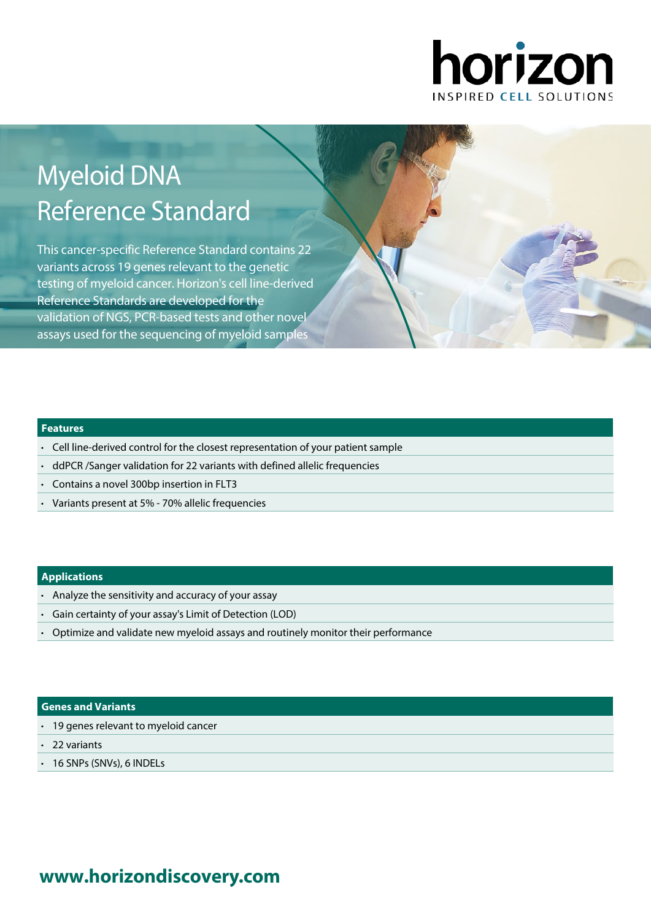horizon
INSPIRED CELL SOLUTIONS

# Myeloid DNA Reference Standard

This cancer-specific Reference Standard contains 22 variants across 19 genes relevant to the genetic testing of myeloid cancer. Horizon's cell line-derived Reference Standards are developed for the validation of NGS, PCR-based tests and other novel assays used for the sequencing of myeloid samples

## Features

- Cell line-derived control for the closest representation of your patient sample
- ddPCR /Sanger validation for 22 variants with defined allelic frequencies
- Contains a novel 300bp insertion in FLT3
- Variants present at 5% - 70% allelic frequencies

## Applications

- Analyze the sensitivity and accuracy of your assay
- Gain certainty of your assay's Limit of Detection (LOD)
- Optimize and validate new myeloid assays and routinely monitor their performance

## Genes and Variants

- 19 genes relevant to myeloid cancer
- 22 variants
- 16 SNPs (SNVs), 6 INDELs

**www.horizondiscovery.com**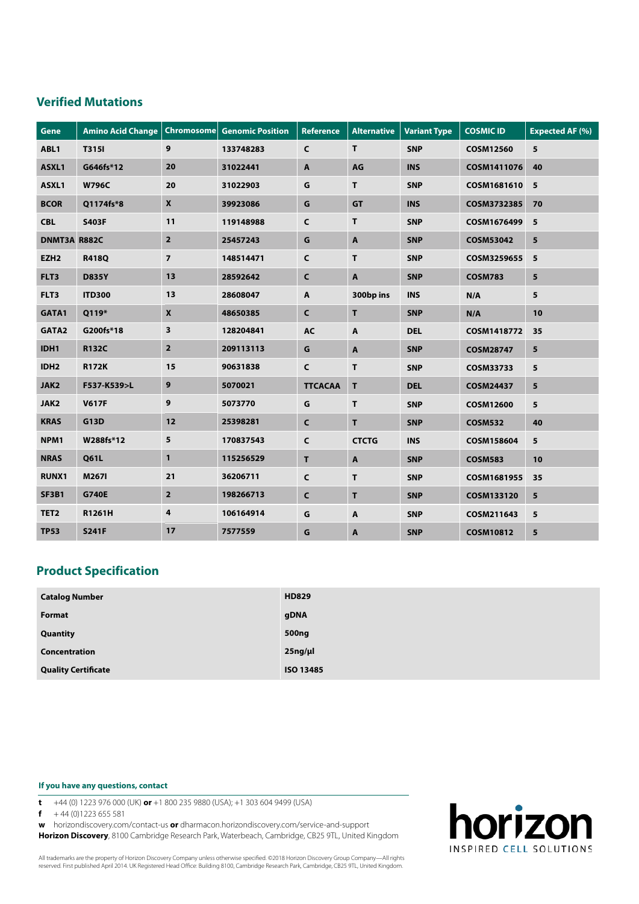## Verified Mutations

| Gene | Amino Acid Change | Chromosome | Genomic Position | Reference | Alternative | Variant Type | COSMIC ID | Expected AF (%) |
|---|---|---|---|---|---|---|---|---|
| ABL1 | T315I | 9 | 133748283 | C | T | SNP | COSM12560 | 5 |
| ASXL1 | G646fs*12 | 20 | 31022441 | A | AG | INS | COSM1411076 | 40 |
| ASXL1 | W796C | 20 | 31022903 | G | T | SNP | COSM1681610 | 5 |
| BCOR | Q1174fs*8 | X | 39923086 | G | GT | INS | COSM3732385 | 70 |
| CBL | S403F | 11 | 119148988 | C | T | SNP | COSM1676499 | 5 |
| DNMT3A | R882C | 2 | 25457243 | G | A | SNP | COSM53042 | 5 |
| EZH2 | R418Q | 7 | 148514471 | C | T | SNP | COSM3259655 | 5 |
| FLT3 | D835Y | 13 | 28592642 | C | A | SNP | COSM783 | 5 |
| FLT3 | ITD300 | 13 | 28608047 | A | 300bp ins | INS | N/A | 5 |
| GATA1 | Q119* | X | 48650385 | C | T | SNP | N/A | 10 |
| GATA2 | G200fs*18 | 3 | 128204841 | AC | A | DEL | COSM1418772 | 35 |
| IDH1 | R132C | 2 | 209113113 | G | A | SNP | COSM28747 | 5 |
| IDH2 | R172K | 15 | 90631838 | C | T | SNP | COSM33733 | 5 |
| JAK2 | F537-K539>L | 9 | 5070021 | TTCACAA | T | DEL | COSM24437 | 5 |
| JAK2 | V617F | 9 | 5073770 | G | T | SNP | COSM12600 | 5 |
| KRAS | G13D | 12 | 25398281 | C | T | SNP | COSM532 | 40 |
| NPM1 | W288fs*12 | 5 | 170837543 | C | CTCTG | INS | COSM158604 | 5 |
| NRAS | Q61L | 1 | 115256529 | T | A | SNP | COSM583 | 10 |
| RUNX1 | M267I | 21 | 36206711 | C | T | SNP | COSM1681955 | 35 |
| SF3B1 | G740E | 2 | 198266713 | C | T | SNP | COSM133120 | 5 |
| TET2 | R1261H | 4 | 106164914 | G | A | SNP | COSM211643 | 5 |
| TP53 | S241F | 17 | 7577559 | G | A | SNP | COSM10812 | 5 |

## Product Specification

| | |
|---|---|
| **Catalog Number** | **HD829** |
| **Format** | **gDNA** |
| **Quantity** | **500ng** |
| **Concentration** | **25ng/µl** |
| **Quality Certificate** | **ISO 13485** |

**If you have any questions, contact**

**t** +44 (0) 1223 976 000 (UK) **or** +1 800 235 9880 (USA); +1 303 604 9499 (USA)
**f** + 44 (0)1223 655 581
**w** horizondiscovery.com/contact-us **or** dharmacon.horizondiscovery.com/service-and-support
**Horizon Discovery**, 8100 Cambridge Research Park, Waterbeach, Cambridge, CB25 9TL, United Kingdom

horizon
INSPIRED CELL SOLUTIONS

All trademarks are the property of Horizon Discovery Company unless otherwise specified. ©2018 Horizon Discovery Group Company—All rights reserved. First published April 2014. UK Registered Head Office: Building 8100, Cambridge Research Park, Cambridge, CB25 9TL, United Kingdom.